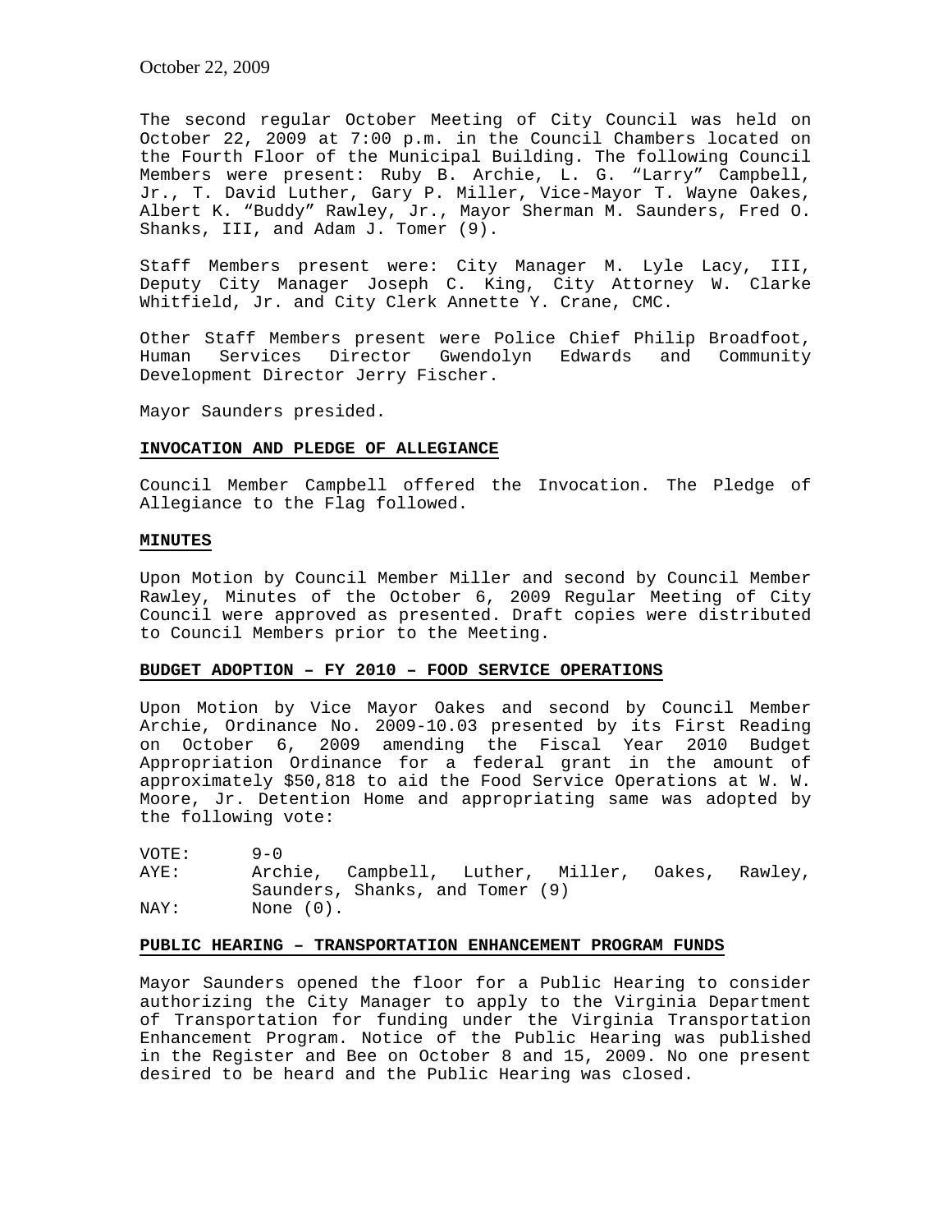October 22, 2009

The second regular October Meeting of City Council was held on October 22, 2009 at 7:00 p.m. in the Council Chambers located on the Fourth Floor of the Municipal Building. The following Council Members were present: Ruby B. Archie, L. G. "Larry" Campbell, Jr., T. David Luther, Gary P. Miller, Vice-Mayor T. Wayne Oakes, Albert K. "Buddy" Rawley, Jr., Mayor Sherman M. Saunders, Fred O. Shanks, III, and Adam J. Tomer (9).

Staff Members present were: City Manager M. Lyle Lacy, III, Deputy City Manager Joseph C. King, City Attorney W. Clarke Whitfield, Jr. and City Clerk Annette Y. Crane, CMC.

Other Staff Members present were Police Chief Philip Broadfoot, Human Services Director Gwendolyn Edwards and Community Development Director Jerry Fischer.

Mayor Saunders presided.

## INVOCATION AND PLEDGE OF ALLEGIANCE

Council Member Campbell offered the Invocation. The Pledge of Allegiance to the Flag followed.

## MINUTES

Upon Motion by Council Member Miller and second by Council Member Rawley, Minutes of the October 6, 2009 Regular Meeting of City Council were approved as presented. Draft copies were distributed to Council Members prior to the Meeting.

## BUDGET ADOPTION – FY 2010 – FOOD SERVICE OPERATIONS

Upon Motion by Vice Mayor Oakes and second by Council Member Archie, Ordinance No. 2009-10.03 presented by its First Reading on October 6, 2009 amending the Fiscal Year 2010 Budget Appropriation Ordinance for a federal grant in the amount of approximately $50,818 to aid the Food Service Operations at W. W. Moore, Jr. Detention Home and appropriating same was adopted by the following vote:

VOTE: 9-0
AYE: Archie, Campbell, Luther, Miller, Oakes, Rawley, Saunders, Shanks, and Tomer (9)
NAY: None (0).

## PUBLIC HEARING – TRANSPORTATION ENHANCEMENT PROGRAM FUNDS

Mayor Saunders opened the floor for a Public Hearing to consider authorizing the City Manager to apply to the Virginia Department of Transportation for funding under the Virginia Transportation Enhancement Program. Notice of the Public Hearing was published in the Register and Bee on October 8 and 15, 2009. No one present desired to be heard and the Public Hearing was closed.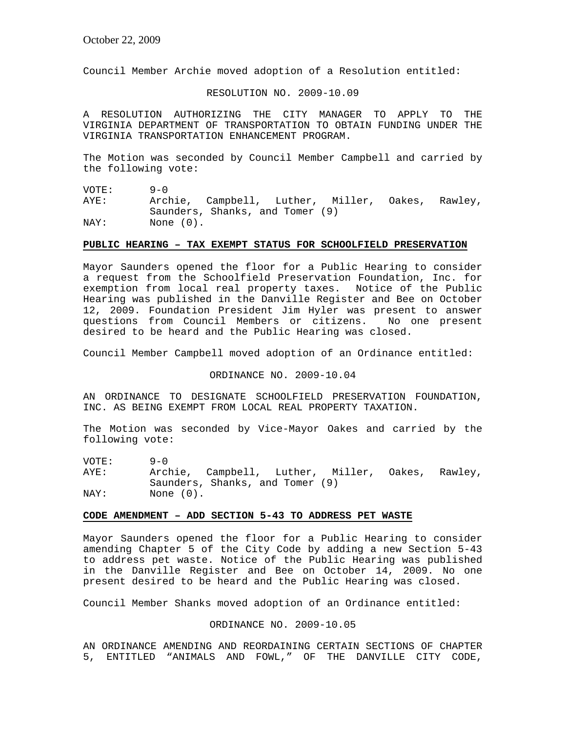Council Member Archie moved adoption of a Resolution entitled:

RESOLUTION NO. 2009-10.09

A RESOLUTION AUTHORIZING THE CITY MANAGER TO APPLY TO THE VIRGINIA DEPARTMENT OF TRANSPORTATION TO OBTAIN FUNDING UNDER THE VIRGINIA TRANSPORTATION ENHANCEMENT PROGRAM.

The Motion was seconded by Council Member Campbell and carried by the following vote:

VOTE: 9-0
AYE: Archie, Campbell, Luther, Miller, Oakes, Rawley, Saunders, Shanks, and Tomer (9)
NAY: None (0).

**PUBLIC HEARING – TAX EXEMPT STATUS FOR SCHOOLFIELD PRESERVATION**

Mayor Saunders opened the floor for a Public Hearing to consider a request from the Schoolfield Preservation Foundation, Inc. for exemption from local real property taxes. Notice of the Public Hearing was published in the Danville Register and Bee on October 12, 2009. Foundation President Jim Hyler was present to answer questions from Council Members or citizens. No one present desired to be heard and the Public Hearing was closed.

Council Member Campbell moved adoption of an Ordinance entitled:

ORDINANCE NO. 2009-10.04

AN ORDINANCE TO DESIGNATE SCHOOLFIELD PRESERVATION FOUNDATION, INC. AS BEING EXEMPT FROM LOCAL REAL PROPERTY TAXATION.

The Motion was seconded by Vice-Mayor Oakes and carried by the following vote:

VOTE: 9-0
AYE: Archie, Campbell, Luther, Miller, Oakes, Rawley, Saunders, Shanks, and Tomer (9)
NAY: None (0).

**CODE AMENDMENT – ADD SECTION 5-43 TO ADDRESS PET WASTE**

Mayor Saunders opened the floor for a Public Hearing to consider amending Chapter 5 of the City Code by adding a new Section 5-43 to address pet waste. Notice of the Public Hearing was published in the Danville Register and Bee on October 14, 2009. No one present desired to be heard and the Public Hearing was closed.

Council Member Shanks moved adoption of an Ordinance entitled:

ORDINANCE NO. 2009-10.05

AN ORDINANCE AMENDING AND REORDAINING CERTAIN SECTIONS OF CHAPTER 5, ENTITLED "ANIMALS AND FOWL," OF THE DANVILLE CITY CODE,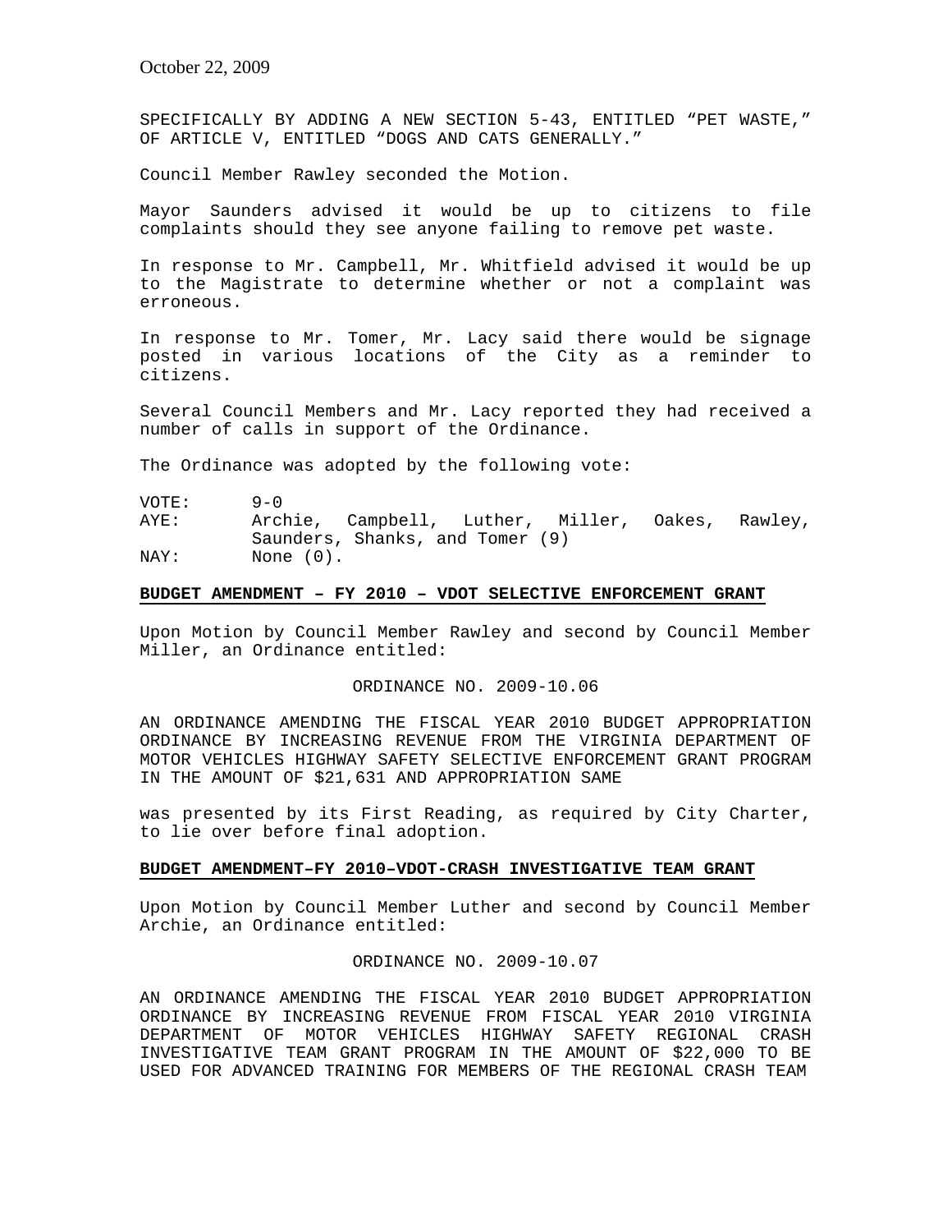SPECIFICALLY BY ADDING A NEW SECTION 5-43, ENTITLED "PET WASTE," OF ARTICLE V, ENTITLED "DOGS AND CATS GENERALLY."

Council Member Rawley seconded the Motion.

Mayor Saunders advised it would be up to citizens to file complaints should they see anyone failing to remove pet waste.

In response to Mr. Campbell, Mr. Whitfield advised it would be up to the Magistrate to determine whether or not a complaint was erroneous.

In response to Mr. Tomer, Mr. Lacy said there would be signage posted in various locations of the City as a reminder to citizens.

Several Council Members and Mr. Lacy reported they had received a number of calls in support of the Ordinance.

The Ordinance was adopted by the following vote:

VOTE: 9-0
AYE: Archie, Campbell, Luther, Miller, Oakes, Rawley, Saunders, Shanks, and Tomer (9)
NAY: None (0).

**BUDGET AMENDMENT – FY 2010 – VDOT SELECTIVE ENFORCEMENT GRANT**

Upon Motion by Council Member Rawley and second by Council Member Miller, an Ordinance entitled:

ORDINANCE NO. 2009-10.06

AN ORDINANCE AMENDING THE FISCAL YEAR 2010 BUDGET APPROPRIATION ORDINANCE BY INCREASING REVENUE FROM THE VIRGINIA DEPARTMENT OF MOTOR VEHICLES HIGHWAY SAFETY SELECTIVE ENFORCEMENT GRANT PROGRAM IN THE AMOUNT OF $21,631 AND APPROPRIATION SAME

was presented by its First Reading, as required by City Charter, to lie over before final adoption.

**BUDGET AMENDMENT–FY 2010–VDOT-CRASH INVESTIGATIVE TEAM GRANT**

Upon Motion by Council Member Luther and second by Council Member Archie, an Ordinance entitled:

ORDINANCE NO. 2009-10.07

AN ORDINANCE AMENDING THE FISCAL YEAR 2010 BUDGET APPROPRIATION ORDINANCE BY INCREASING REVENUE FROM FISCAL YEAR 2010 VIRGINIA DEPARTMENT OF MOTOR VEHICLES HIGHWAY SAFETY REGIONAL CRASH INVESTIGATIVE TEAM GRANT PROGRAM IN THE AMOUNT OF $22,000 TO BE USED FOR ADVANCED TRAINING FOR MEMBERS OF THE REGIONAL CRASH TEAM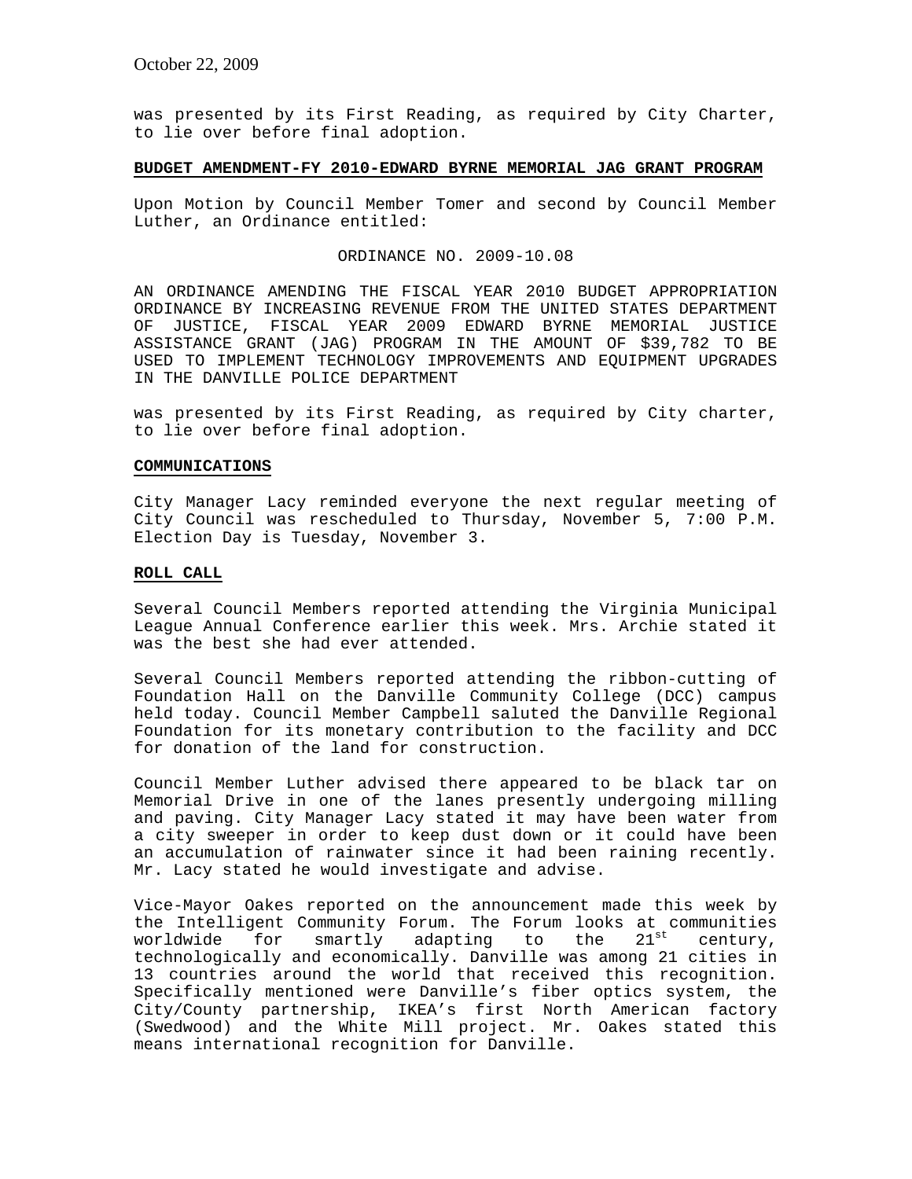was presented by its First Reading, as required by City Charter, to lie over before final adoption.

**BUDGET AMENDMENT-FY 2010-EDWARD BYRNE MEMORIAL JAG GRANT PROGRAM**

Upon Motion by Council Member Tomer and second by Council Member Luther, an Ordinance entitled:

ORDINANCE NO. 2009-10.08

AN ORDINANCE AMENDING THE FISCAL YEAR 2010 BUDGET APPROPRIATION ORDINANCE BY INCREASING REVENUE FROM THE UNITED STATES DEPARTMENT OF JUSTICE, FISCAL YEAR 2009 EDWARD BYRNE MEMORIAL JUSTICE ASSISTANCE GRANT (JAG) PROGRAM IN THE AMOUNT OF $39,782 TO BE USED TO IMPLEMENT TECHNOLOGY IMPROVEMENTS AND EQUIPMENT UPGRADES IN THE DANVILLE POLICE DEPARTMENT

was presented by its First Reading, as required by City charter, to lie over before final adoption.

**COMMUNICATIONS**

City Manager Lacy reminded everyone the next regular meeting of City Council was rescheduled to Thursday, November 5, 7:00 P.M. Election Day is Tuesday, November 3.

**ROLL CALL**

Several Council Members reported attending the Virginia Municipal League Annual Conference earlier this week. Mrs. Archie stated it was the best she had ever attended.

Several Council Members reported attending the ribbon-cutting of Foundation Hall on the Danville Community College (DCC) campus held today. Council Member Campbell saluted the Danville Regional Foundation for its monetary contribution to the facility and DCC for donation of the land for construction.

Council Member Luther advised there appeared to be black tar on Memorial Drive in one of the lanes presently undergoing milling and paving. City Manager Lacy stated it may have been water from a city sweeper in order to keep dust down or it could have been an accumulation of rainwater since it had been raining recently. Mr. Lacy stated he would investigate and advise.

Vice-Mayor Oakes reported on the announcement made this week by the Intelligent Community Forum. The Forum looks at communities worldwide for smartly adapting to the 21st century, technologically and economically. Danville was among 21 cities in 13 countries around the world that received this recognition. Specifically mentioned were Danville's fiber optics system, the City/County partnership, IKEA's first North American factory (Swedwood) and the White Mill project. Mr. Oakes stated this means international recognition for Danville.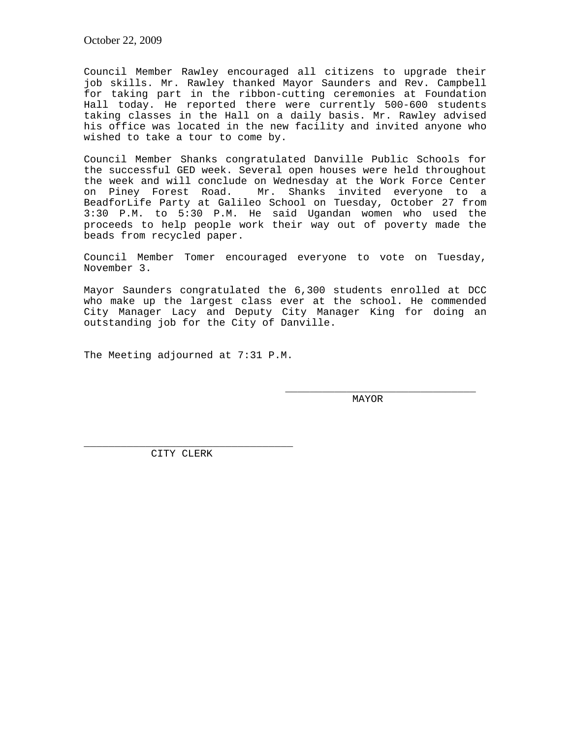Council Member Rawley encouraged all citizens to upgrade their job skills. Mr. Rawley thanked Mayor Saunders and Rev. Campbell for taking part in the ribbon-cutting ceremonies at Foundation Hall today. He reported there were currently 500-600 students taking classes in the Hall on a daily basis. Mr. Rawley advised his office was located in the new facility and invited anyone who wished to take a tour to come by.

Council Member Shanks congratulated Danville Public Schools for the successful GED week. Several open houses were held throughout the week and will conclude on Wednesday at the Work Force Center on Piney Forest Road. Mr. Shanks invited everyone to a BeadforLife Party at Galileo School on Tuesday, October 27 from 3:30 P.M. to 5:30 P.M. He said Ugandan women who used the proceeds to help people work their way out of poverty made the beads from recycled paper.

Council Member Tomer encouraged everyone to vote on Tuesday, November 3.

Mayor Saunders congratulated the 6,300 students enrolled at DCC who make up the largest class ever at the school. He commended City Manager Lacy and Deputy City Manager King for doing an outstanding job for the City of Danville.

The Meeting adjourned at 7:31 P.M.

\_\_\_\_\_\_\_\_\_\_\_\_\_\_\_\_\_\_\_\_\_\_\_\_\_\_\_\_\_\_
MAYOR

\_\_\_\_\_\_\_\_\_\_\_\_\_\_\_\_\_\_\_\_\_\_\_\_\_\_\_\_\_\_
CITY CLERK